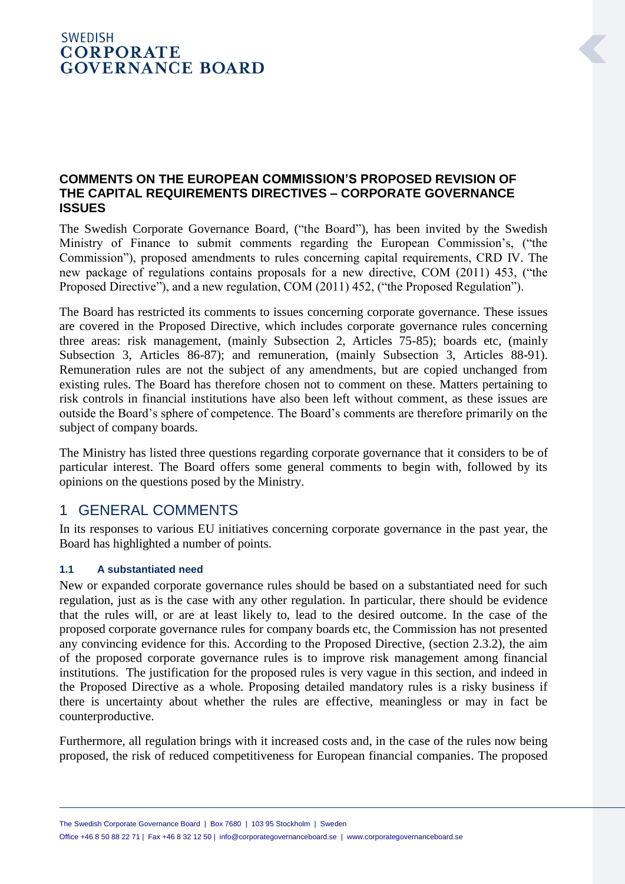SWEDISH
**CORPORATE GOVERNANCE BOARD**

**COMMENTS ON THE EUROPEAN COMMISSION'S PROPOSED REVISION OF THE CAPITAL REQUIREMENTS DIRECTIVES – CORPORATE GOVERNANCE ISSUES**

The Swedish Corporate Governance Board, ("the Board"), has been invited by the Swedish Ministry of Finance to submit comments regarding the European Commission's, ("the Commission"), proposed amendments to rules concerning capital requirements, CRD IV. The new package of regulations contains proposals for a new directive, COM (2011) 453, ("the Proposed Directive"), and a new regulation, COM (2011) 452, ("the Proposed Regulation").

The Board has restricted its comments to issues concerning corporate governance. These issues are covered in the Proposed Directive, which includes corporate governance rules concerning three areas: risk management, (mainly Subsection 2, Articles 75-85); boards etc, (mainly Subsection 3, Articles 86-87); and remuneration, (mainly Subsection 3, Articles 88-91). Remuneration rules are not the subject of any amendments, but are copied unchanged from existing rules. The Board has therefore chosen not to comment on these. Matters pertaining to risk controls in financial institutions have also been left without comment, as these issues are outside the Board's sphere of competence. The Board's comments are therefore primarily on the subject of company boards.

The Ministry has listed three questions regarding corporate governance that it considers to be of particular interest. The Board offers some general comments to begin with, followed by its opinions on the questions posed by the Ministry.

## 1 GENERAL COMMENTS

In its responses to various EU initiatives concerning corporate governance in the past year, the Board has highlighted a number of points.

### 1.1 A substantiated need

New or expanded corporate governance rules should be based on a substantiated need for such regulation, just as is the case with any other regulation. In particular, there should be evidence that the rules will, or are at least likely to, lead to the desired outcome. In the case of the proposed corporate governance rules for company boards etc, the Commission has not presented any convincing evidence for this. According to the Proposed Directive, (section 2.3.2), the aim of the proposed corporate governance rules is to improve risk management among financial institutions. The justification for the proposed rules is very vague in this section, and indeed in the Proposed Directive as a whole. Proposing detailed mandatory rules is a risky business if there is uncertainty about whether the rules are effective, meaningless or may in fact be counterproductive.

Furthermore, all regulation brings with it increased costs and, in the case of the rules now being proposed, the risk of reduced competitiveness for European financial companies. The proposed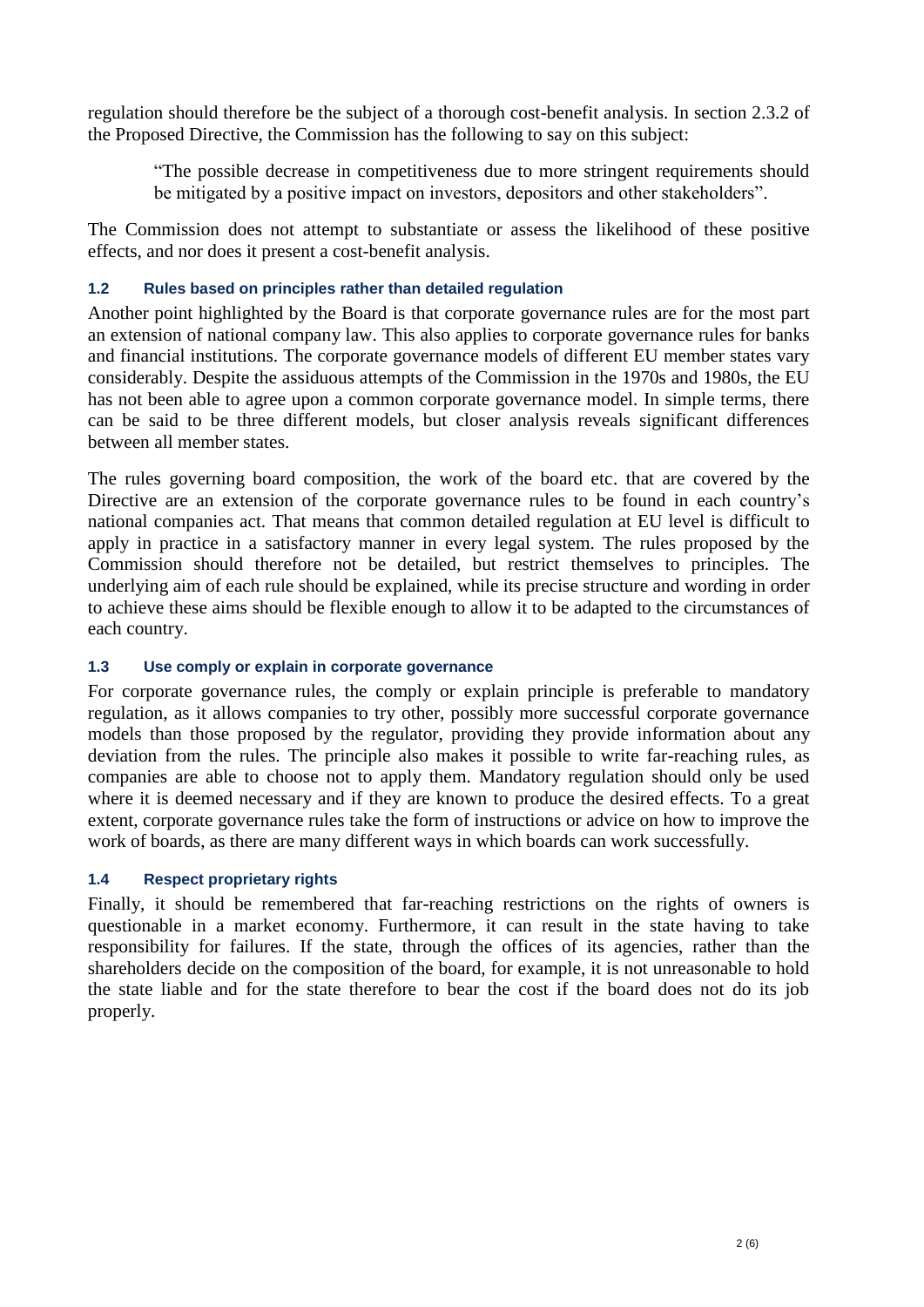regulation should therefore be the subject of a thorough cost-benefit analysis. In section 2.3.2 of the Proposed Directive, the Commission has the following to say on this subject:

> "The possible decrease in competitiveness due to more stringent requirements should be mitigated by a positive impact on investors, depositors and other stakeholders".

The Commission does not attempt to substantiate or assess the likelihood of these positive effects, and nor does it present a cost-benefit analysis.

### 1.2 Rules based on principles rather than detailed regulation

Another point highlighted by the Board is that corporate governance rules are for the most part an extension of national company law. This also applies to corporate governance rules for banks and financial institutions. The corporate governance models of different EU member states vary considerably. Despite the assiduous attempts of the Commission in the 1970s and 1980s, the EU has not been able to agree upon a common corporate governance model. In simple terms, there can be said to be three different models, but closer analysis reveals significant differences between all member states.

The rules governing board composition, the work of the board etc. that are covered by the Directive are an extension of the corporate governance rules to be found in each country's national companies act. That means that common detailed regulation at EU level is difficult to apply in practice in a satisfactory manner in every legal system. The rules proposed by the Commission should therefore not be detailed, but restrict themselves to principles. The underlying aim of each rule should be explained, while its precise structure and wording in order to achieve these aims should be flexible enough to allow it to be adapted to the circumstances of each country.

### 1.3 Use comply or explain in corporate governance

For corporate governance rules, the comply or explain principle is preferable to mandatory regulation, as it allows companies to try other, possibly more successful corporate governance models than those proposed by the regulator, providing they provide information about any deviation from the rules. The principle also makes it possible to write far-reaching rules, as companies are able to choose not to apply them. Mandatory regulation should only be used where it is deemed necessary and if they are known to produce the desired effects. To a great extent, corporate governance rules take the form of instructions or advice on how to improve the work of boards, as there are many different ways in which boards can work successfully.

### 1.4 Respect proprietary rights

Finally, it should be remembered that far-reaching restrictions on the rights of owners is questionable in a market economy. Furthermore, it can result in the state having to take responsibility for failures. If the state, through the offices of its agencies, rather than the shareholders decide on the composition of the board, for example, it is not unreasonable to hold the state liable and for the state therefore to bear the cost if the board does not do its job properly.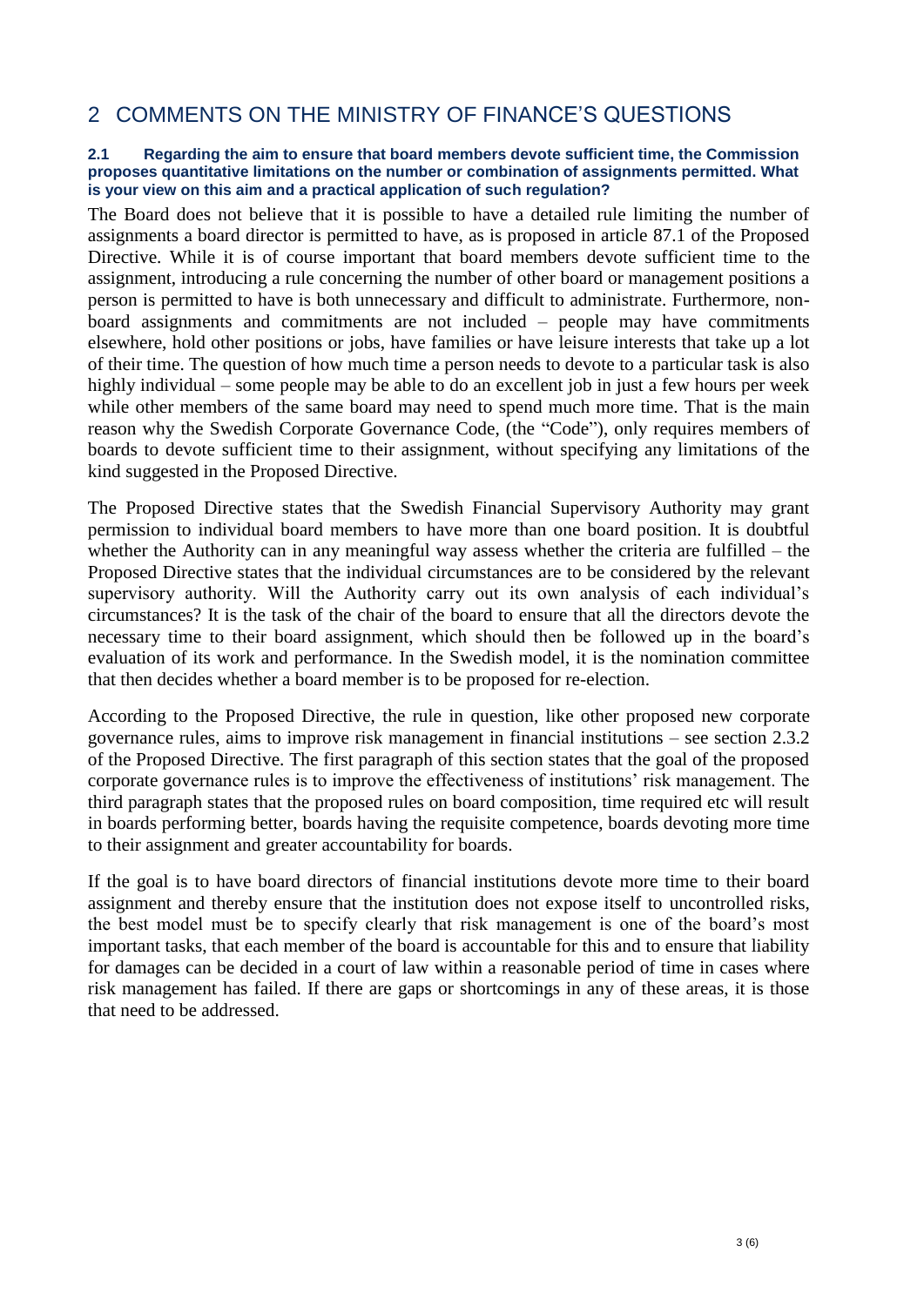# 2 COMMENTS ON THE MINISTRY OF FINANCE'S QUESTIONS

### 2.1 Regarding the aim to ensure that board members devote sufficient time, the Commission proposes quantitative limitations on the number or combination of assignments permitted. What is your view on this aim and a practical application of such regulation?

The Board does not believe that it is possible to have a detailed rule limiting the number of assignments a board director is permitted to have, as is proposed in article 87.1 of the Proposed Directive. While it is of course important that board members devote sufficient time to the assignment, introducing a rule concerning the number of other board or management positions a person is permitted to have is both unnecessary and difficult to administrate. Furthermore, non-board assignments and commitments are not included – people may have commitments elsewhere, hold other positions or jobs, have families or have leisure interests that take up a lot of their time. The question of how much time a person needs to devote to a particular task is also highly individual – some people may be able to do an excellent job in just a few hours per week while other members of the same board may need to spend much more time. That is the main reason why the Swedish Corporate Governance Code, (the "Code"), only requires members of boards to devote sufficient time to their assignment, without specifying any limitations of the kind suggested in the Proposed Directive.

The Proposed Directive states that the Swedish Financial Supervisory Authority may grant permission to individual board members to have more than one board position. It is doubtful whether the Authority can in any meaningful way assess whether the criteria are fulfilled – the Proposed Directive states that the individual circumstances are to be considered by the relevant supervisory authority. Will the Authority carry out its own analysis of each individual's circumstances? It is the task of the chair of the board to ensure that all the directors devote the necessary time to their board assignment, which should then be followed up in the board's evaluation of its work and performance. In the Swedish model, it is the nomination committee that then decides whether a board member is to be proposed for re-election.

According to the Proposed Directive, the rule in question, like other proposed new corporate governance rules, aims to improve risk management in financial institutions – see section 2.3.2 of the Proposed Directive. The first paragraph of this section states that the goal of the proposed corporate governance rules is to improve the effectiveness of institutions' risk management. The third paragraph states that the proposed rules on board composition, time required etc will result in boards performing better, boards having the requisite competence, boards devoting more time to their assignment and greater accountability for boards.

If the goal is to have board directors of financial institutions devote more time to their board assignment and thereby ensure that the institution does not expose itself to uncontrolled risks, the best model must be to specify clearly that risk management is one of the board's most important tasks, that each member of the board is accountable for this and to ensure that liability for damages can be decided in a court of law within a reasonable period of time in cases where risk management has failed. If there are gaps or shortcomings in any of these areas, it is those that need to be addressed.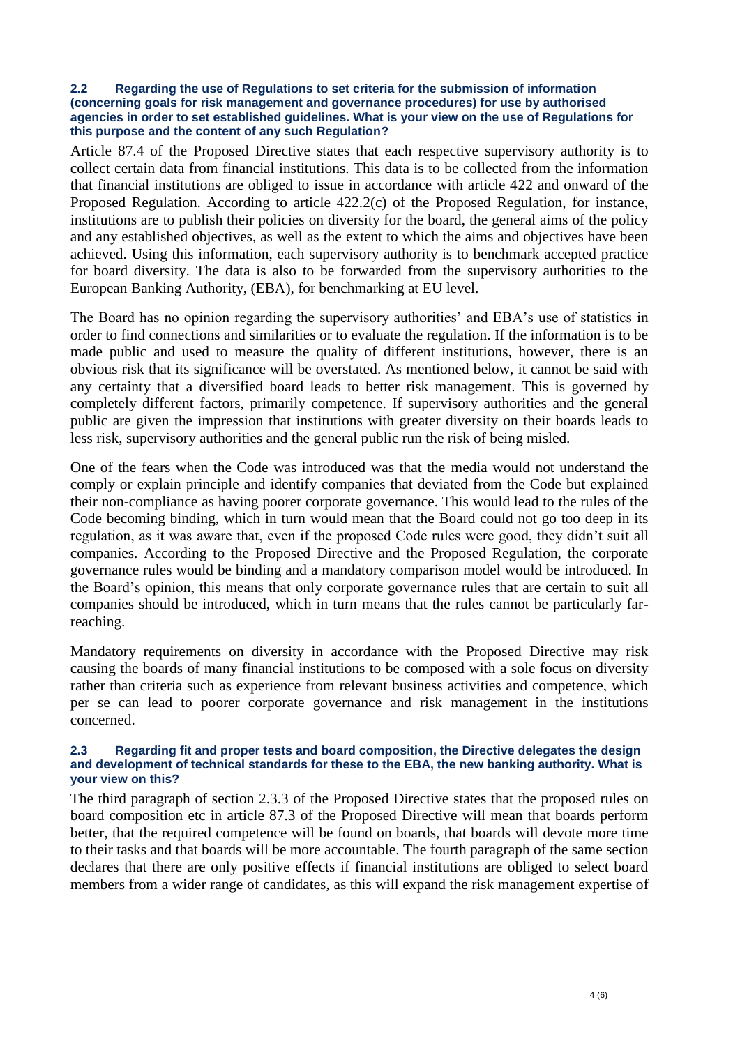#### 2.2 Regarding the use of Regulations to set criteria for the submission of information (concerning goals for risk management and governance procedures) for use by authorised agencies in order to set established guidelines. What is your view on the use of Regulations for this purpose and the content of any such Regulation?

Article 87.4 of the Proposed Directive states that each respective supervisory authority is to collect certain data from financial institutions. This data is to be collected from the information that financial institutions are obliged to issue in accordance with article 422 and onward of the Proposed Regulation. According to article 422.2(c) of the Proposed Regulation, for instance, institutions are to publish their policies on diversity for the board, the general aims of the policy and any established objectives, as well as the extent to which the aims and objectives have been achieved. Using this information, each supervisory authority is to benchmark accepted practice for board diversity. The data is also to be forwarded from the supervisory authorities to the European Banking Authority, (EBA), for benchmarking at EU level.

The Board has no opinion regarding the supervisory authorities' and EBA's use of statistics in order to find connections and similarities or to evaluate the regulation. If the information is to be made public and used to measure the quality of different institutions, however, there is an obvious risk that its significance will be overstated. As mentioned below, it cannot be said with any certainty that a diversified board leads to better risk management. This is governed by completely different factors, primarily competence. If supervisory authorities and the general public are given the impression that institutions with greater diversity on their boards leads to less risk, supervisory authorities and the general public run the risk of being misled.

One of the fears when the Code was introduced was that the media would not understand the comply or explain principle and identify companies that deviated from the Code but explained their non-compliance as having poorer corporate governance. This would lead to the rules of the Code becoming binding, which in turn would mean that the Board could not go too deep in its regulation, as it was aware that, even if the proposed Code rules were good, they didn't suit all companies. According to the Proposed Directive and the Proposed Regulation, the corporate governance rules would be binding and a mandatory comparison model would be introduced. In the Board's opinion, this means that only corporate governance rules that are certain to suit all companies should be introduced, which in turn means that the rules cannot be particularly far-reaching.

Mandatory requirements on diversity in accordance with the Proposed Directive may risk causing the boards of many financial institutions to be composed with a sole focus on diversity rather than criteria such as experience from relevant business activities and competence, which per se can lead to poorer corporate governance and risk management in the institutions concerned.

#### 2.3 Regarding fit and proper tests and board composition, the Directive delegates the design and development of technical standards for these to the EBA, the new banking authority. What is your view on this?

The third paragraph of section 2.3.3 of the Proposed Directive states that the proposed rules on board composition etc in article 87.3 of the Proposed Directive will mean that boards perform better, that the required competence will be found on boards, that boards will devote more time to their tasks and that boards will be more accountable. The fourth paragraph of the same section declares that there are only positive effects if financial institutions are obliged to select board members from a wider range of candidates, as this will expand the risk management expertise of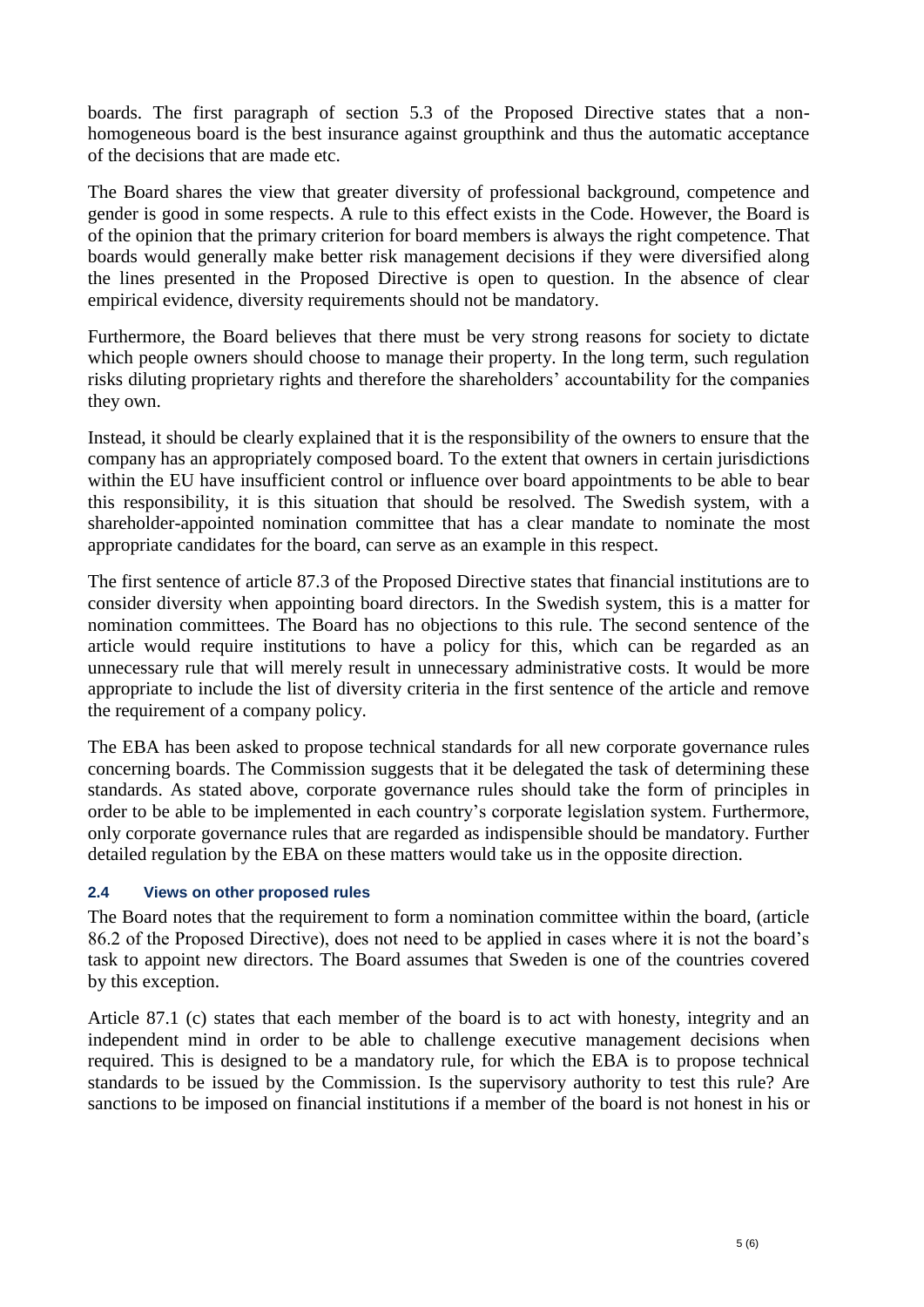boards. The first paragraph of section 5.3 of the Proposed Directive states that a non-homogeneous board is the best insurance against groupthink and thus the automatic acceptance of the decisions that are made etc.

The Board shares the view that greater diversity of professional background, competence and gender is good in some respects. A rule to this effect exists in the Code. However, the Board is of the opinion that the primary criterion for board members is always the right competence. That boards would generally make better risk management decisions if they were diversified along the lines presented in the Proposed Directive is open to question. In the absence of clear empirical evidence, diversity requirements should not be mandatory.

Furthermore, the Board believes that there must be very strong reasons for society to dictate which people owners should choose to manage their property. In the long term, such regulation risks diluting proprietary rights and therefore the shareholders' accountability for the companies they own.

Instead, it should be clearly explained that it is the responsibility of the owners to ensure that the company has an appropriately composed board. To the extent that owners in certain jurisdictions within the EU have insufficient control or influence over board appointments to be able to bear this responsibility, it is this situation that should be resolved. The Swedish system, with a shareholder-appointed nomination committee that has a clear mandate to nominate the most appropriate candidates for the board, can serve as an example in this respect.

The first sentence of article 87.3 of the Proposed Directive states that financial institutions are to consider diversity when appointing board directors. In the Swedish system, this is a matter for nomination committees. The Board has no objections to this rule. The second sentence of the article would require institutions to have a policy for this, which can be regarded as an unnecessary rule that will merely result in unnecessary administrative costs. It would be more appropriate to include the list of diversity criteria in the first sentence of the article and remove the requirement of a company policy.

The EBA has been asked to propose technical standards for all new corporate governance rules concerning boards. The Commission suggests that it be delegated the task of determining these standards. As stated above, corporate governance rules should take the form of principles in order to be able to be implemented in each country's corporate legislation system. Furthermore, only corporate governance rules that are regarded as indispensible should be mandatory. Further detailed regulation by the EBA on these matters would take us in the opposite direction.

### 2.4 Views on other proposed rules

The Board notes that the requirement to form a nomination committee within the board, (article 86.2 of the Proposed Directive), does not need to be applied in cases where it is not the board's task to appoint new directors. The Board assumes that Sweden is one of the countries covered by this exception.

Article 87.1 (c) states that each member of the board is to act with honesty, integrity and an independent mind in order to be able to challenge executive management decisions when required. This is designed to be a mandatory rule, for which the EBA is to propose technical standards to be issued by the Commission. Is the supervisory authority to test this rule? Are sanctions to be imposed on financial institutions if a member of the board is not honest in his or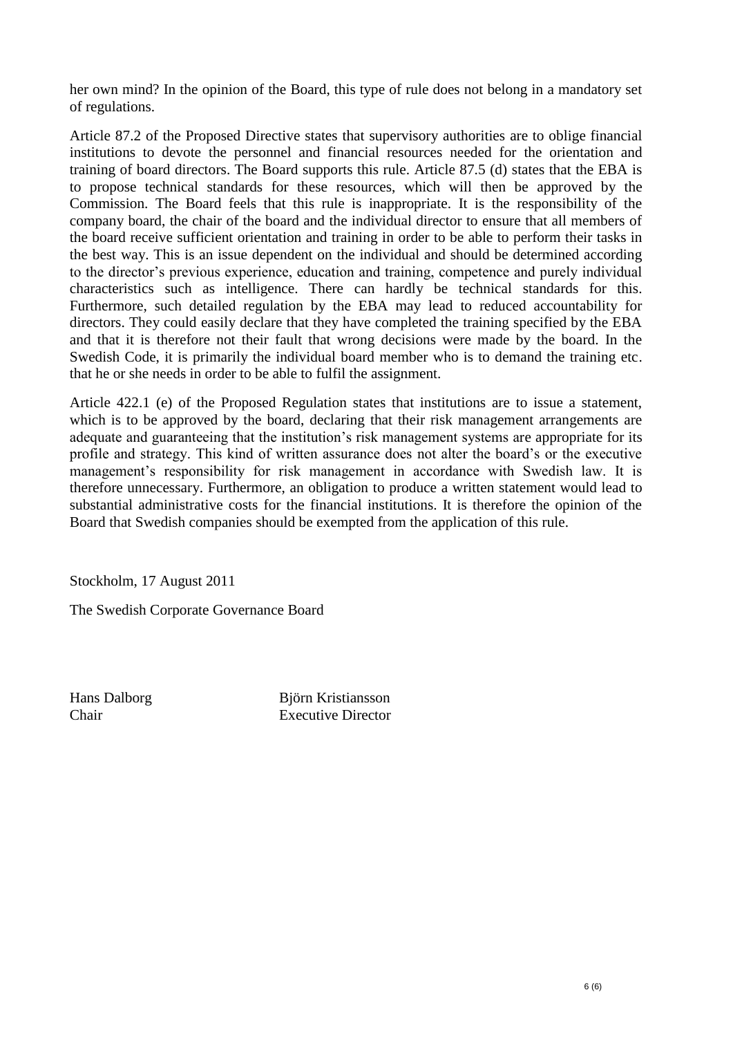her own mind? In the opinion of the Board, this type of rule does not belong in a mandatory set of regulations.

Article 87.2 of the Proposed Directive states that supervisory authorities are to oblige financial institutions to devote the personnel and financial resources needed for the orientation and training of board directors. The Board supports this rule. Article 87.5 (d) states that the EBA is to propose technical standards for these resources, which will then be approved by the Commission. The Board feels that this rule is inappropriate. It is the responsibility of the company board, the chair of the board and the individual director to ensure that all members of the board receive sufficient orientation and training in order to be able to perform their tasks in the best way. This is an issue dependent on the individual and should be determined according to the director's previous experience, education and training, competence and purely individual characteristics such as intelligence. There can hardly be technical standards for this. Furthermore, such detailed regulation by the EBA may lead to reduced accountability for directors. They could easily declare that they have completed the training specified by the EBA and that it is therefore not their fault that wrong decisions were made by the board. In the Swedish Code, it is primarily the individual board member who is to demand the training etc. that he or she needs in order to be able to fulfil the assignment.

Article 422.1 (e) of the Proposed Regulation states that institutions are to issue a statement, which is to be approved by the board, declaring that their risk management arrangements are adequate and guaranteeing that the institution's risk management systems are appropriate for its profile and strategy. This kind of written assurance does not alter the board's or the executive management's responsibility for risk management in accordance with Swedish law. It is therefore unnecessary. Furthermore, an obligation to produce a written statement would lead to substantial administrative costs for the financial institutions. It is therefore the opinion of the Board that Swedish companies should be exempted from the application of this rule.

Stockholm, 17 August 2011

The Swedish Corporate Governance Board

| | |
|---|---|
| Hans Dalborg | Björn Kristiansson |
| Chair | Executive Director |